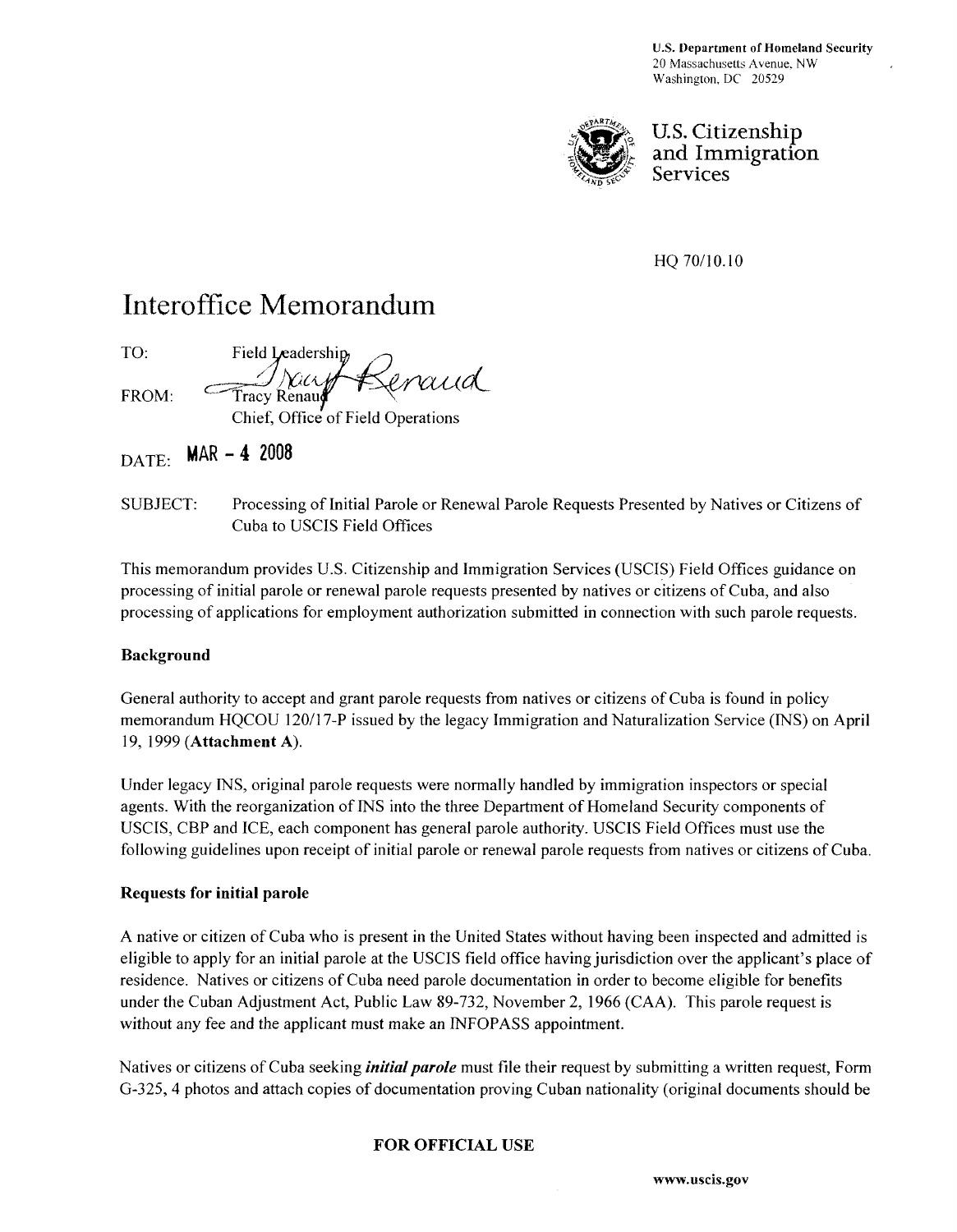U.S. Department of Homeland Security
20 Massachusetts Avenue, NW
Washington, DC 20529

U.S. Citizenship and Immigration Services

HQ 70/10.10

# Interoffice Memorandum

TO: Field Leadership

FROM: Tracy Renaud
Chief, Office of Field Operations

DATE: MAR - 4 2008

SUBJECT: Processing of Initial Parole or Renewal Parole Requests Presented by Natives or Citizens of Cuba to USCIS Field Offices

This memorandum provides U.S. Citizenship and Immigration Services (USCIS) Field Offices guidance on processing of initial parole or renewal parole requests presented by natives or citizens of Cuba, and also processing of applications for employment authorization submitted in connection with such parole requests.

**Background**

General authority to accept and grant parole requests from natives or citizens of Cuba is found in policy memorandum HQCOU 120/17-P issued by the legacy Immigration and Naturalization Service (INS) on April 19, 1999 (**Attachment A**).

Under legacy INS, original parole requests were normally handled by immigration inspectors or special agents. With the reorganization of INS into the three Department of Homeland Security components of USCIS, CBP and ICE, each component has general parole authority. USCIS Field Offices must use the following guidelines upon receipt of initial parole or renewal parole requests from natives or citizens of Cuba.

**Requests for initial parole**

A native or citizen of Cuba who is present in the United States without having been inspected and admitted is eligible to apply for an initial parole at the USCIS field office having jurisdiction over the applicant's place of residence. Natives or citizens of Cuba need parole documentation in order to become eligible for benefits under the Cuban Adjustment Act, Public Law 89-732, November 2, 1966 (CAA). This parole request is without any fee and the applicant must make an INFOPASS appointment.

Natives or citizens of Cuba seeking ***initial parole*** must file their request by submitting a written request, Form G-325, 4 photos and attach copies of documentation proving Cuban nationality (original documents should be

**FOR OFFICIAL USE**

www.uscis.gov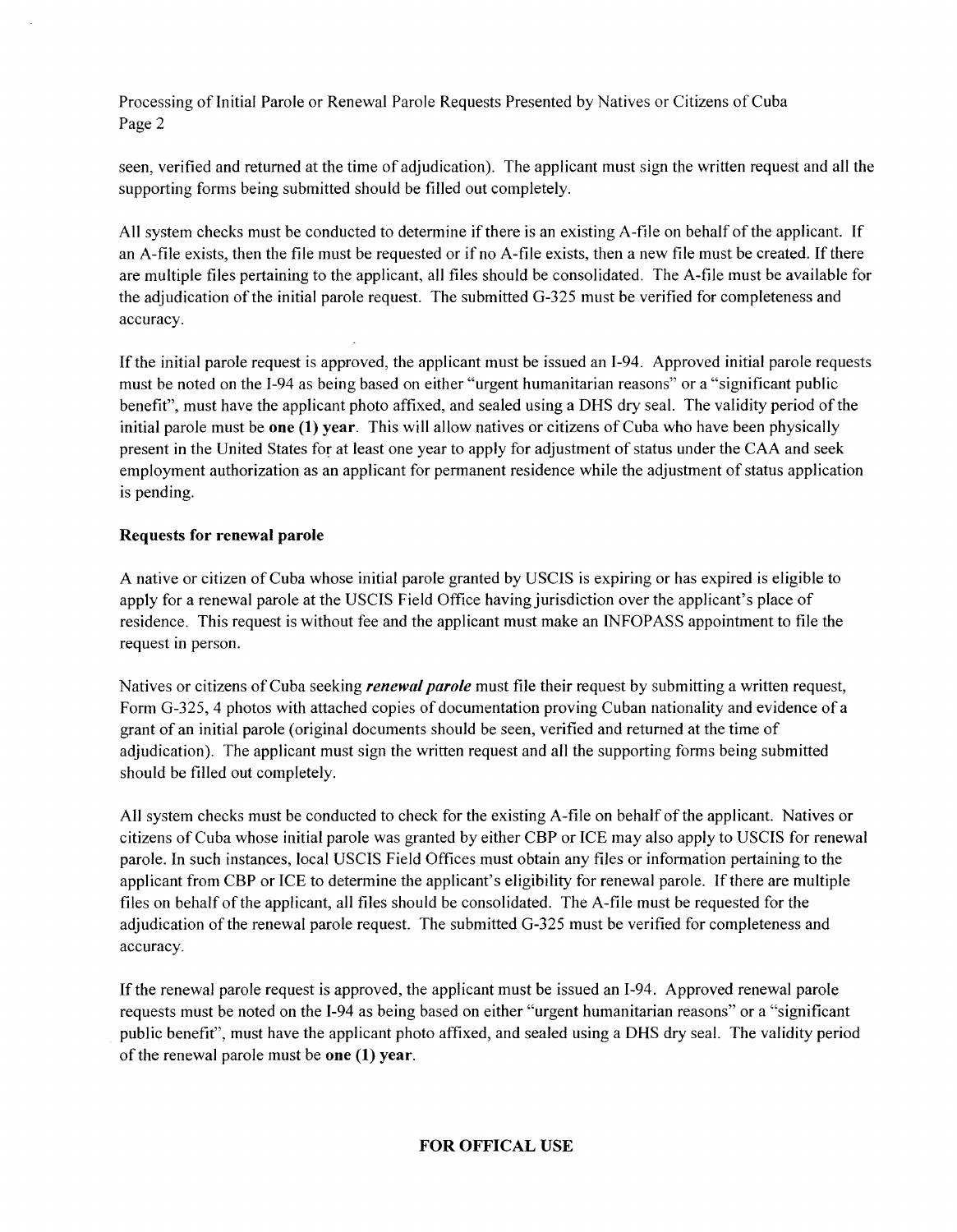seen, verified and returned at the time of adjudication). The applicant must sign the written request and all the supporting forms being submitted should be filled out completely.

All system checks must be conducted to determine if there is an existing A-file on behalf of the applicant. If an A-file exists, then the file must be requested or if no A-file exists, then a new file must be created. If there are multiple files pertaining to the applicant, all files should be consolidated. The A-file must be available for the adjudication of the initial parole request. The submitted G-325 must be verified for completeness and accuracy.

If the initial parole request is approved, the applicant must be issued an I-94. Approved initial parole requests must be noted on the I-94 as being based on either "urgent humanitarian reasons" or a "significant public benefit", must have the applicant photo affixed, and sealed using a DHS dry seal. The validity period of the initial parole must be **one (1) year**. This will allow natives or citizens of Cuba who have been physically present in the United States for at least one year to apply for adjustment of status under the CAA and seek employment authorization as an applicant for permanent residence while the adjustment of status application is pending.

**Requests for renewal parole**

A native or citizen of Cuba whose initial parole granted by USCIS is expiring or has expired is eligible to apply for a renewal parole at the USCIS Field Office having jurisdiction over the applicant's place of residence. This request is without fee and the applicant must make an INFOPASS appointment to file the request in person.

Natives or citizens of Cuba seeking ***renewal parole*** must file their request by submitting a written request, Form G-325, 4 photos with attached copies of documentation proving Cuban nationality and evidence of a grant of an initial parole (original documents should be seen, verified and returned at the time of adjudication). The applicant must sign the written request and all the supporting forms being submitted should be filled out completely.

All system checks must be conducted to check for the existing A-file on behalf of the applicant. Natives or citizens of Cuba whose initial parole was granted by either CBP or ICE may also apply to USCIS for renewal parole. In such instances, local USCIS Field Offices must obtain any files or information pertaining to the applicant from CBP or ICE to determine the applicant's eligibility for renewal parole. If there are multiple files on behalf of the applicant, all files should be consolidated. The A-file must be requested for the adjudication of the renewal parole request. The submitted G-325 must be verified for completeness and accuracy.

If the renewal parole request is approved, the applicant must be issued an I-94. Approved renewal parole requests must be noted on the I-94 as being based on either "urgent humanitarian reasons" or a "significant public benefit", must have the applicant photo affixed, and sealed using a DHS dry seal. The validity period of the renewal parole must be **one (1) year**.

**FOR OFFICAL USE**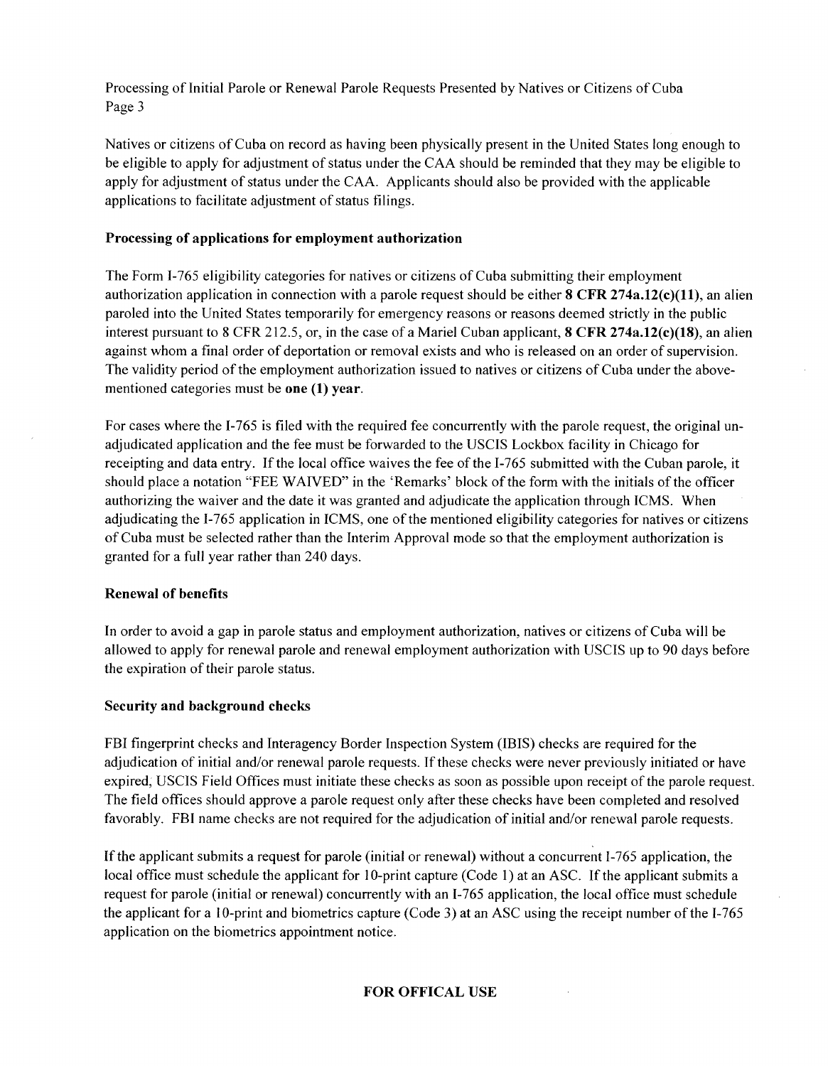Natives or citizens of Cuba on record as having been physically present in the United States long enough to be eligible to apply for adjustment of status under the CAA should be reminded that they may be eligible to apply for adjustment of status under the CAA. Applicants should also be provided with the applicable applications to facilitate adjustment of status filings.

**Processing of applications for employment authorization**

The Form I-765 eligibility categories for natives or citizens of Cuba submitting their employment authorization application in connection with a parole request should be either **8 CFR 274a.12(c)(11)**, an alien paroled into the United States temporarily for emergency reasons or reasons deemed strictly in the public interest pursuant to 8 CFR 212.5, or, in the case of a Mariel Cuban applicant, **8 CFR 274a.12(c)(18)**, an alien against whom a final order of deportation or removal exists and who is released on an order of supervision. The validity period of the employment authorization issued to natives or citizens of Cuba under the above-mentioned categories must be **one (1) year**.

For cases where the I-765 is filed with the required fee concurrently with the parole request, the original un-adjudicated application and the fee must be forwarded to the USCIS Lockbox facility in Chicago for receipting and data entry. If the local office waives the fee of the I-765 submitted with the Cuban parole, it should place a notation "FEE WAIVED" in the 'Remarks' block of the form with the initials of the officer authorizing the waiver and the date it was granted and adjudicate the application through ICMS. When adjudicating the I-765 application in ICMS, one of the mentioned eligibility categories for natives or citizens of Cuba must be selected rather than the Interim Approval mode so that the employment authorization is granted for a full year rather than 240 days.

**Renewal of benefits**

In order to avoid a gap in parole status and employment authorization, natives or citizens of Cuba will be allowed to apply for renewal parole and renewal employment authorization with USCIS up to 90 days before the expiration of their parole status.

**Security and background checks**

FBI fingerprint checks and Interagency Border Inspection System (IBIS) checks are required for the adjudication of initial and/or renewal parole requests. If these checks were never previously initiated or have expired, USCIS Field Offices must initiate these checks as soon as possible upon receipt of the parole request. The field offices should approve a parole request only after these checks have been completed and resolved favorably. FBI name checks are not required for the adjudication of initial and/or renewal parole requests.

If the applicant submits a request for parole (initial or renewal) without a concurrent I-765 application, the local office must schedule the applicant for 10-print capture (Code 1) at an ASC. If the applicant submits a request for parole (initial or renewal) concurrently with an I-765 application, the local office must schedule the applicant for a 10-print and biometrics capture (Code 3) at an ASC using the receipt number of the I-765 application on the biometrics appointment notice.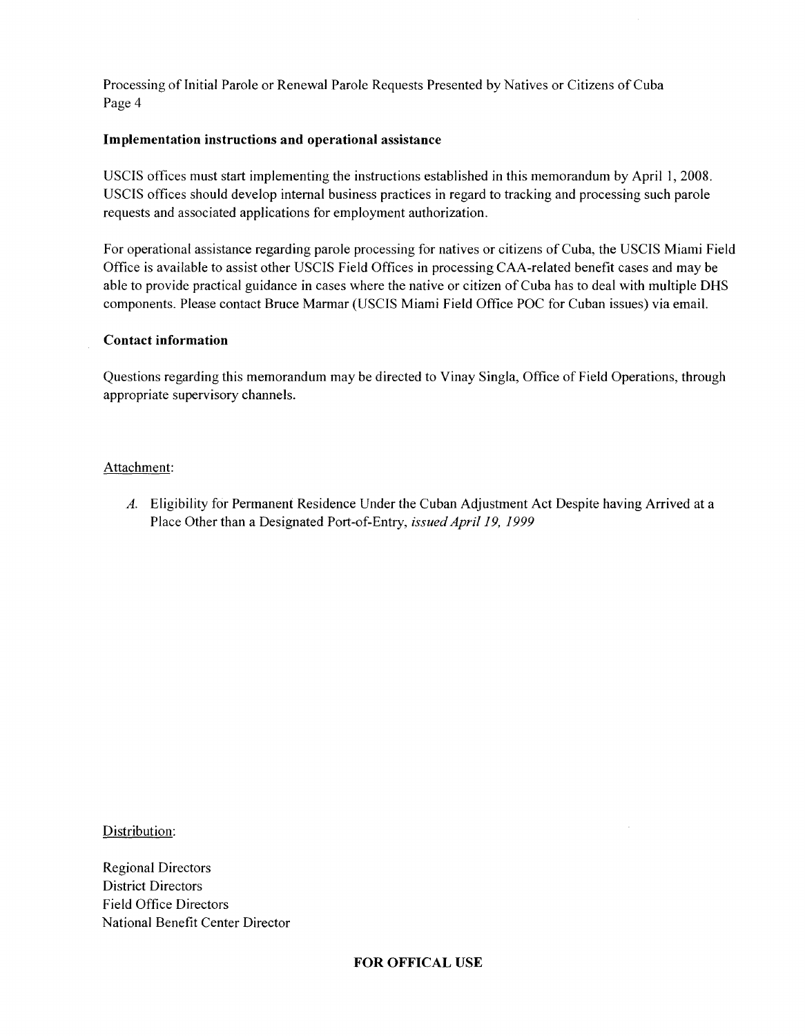**Implementation instructions and operational assistance**

USCIS offices must start implementing the instructions established in this memorandum by April 1, 2008. USCIS offices should develop internal business practices in regard to tracking and processing such parole requests and associated applications for employment authorization.

For operational assistance regarding parole processing for natives or citizens of Cuba, the USCIS Miami Field Office is available to assist other USCIS Field Offices in processing CAA-related benefit cases and may be able to provide practical guidance in cases where the native or citizen of Cuba has to deal with multiple DHS components. Please contact Bruce Marmar (USCIS Miami Field Office POC for Cuban issues) via email.

**Contact information**

Questions regarding this memorandum may be directed to Vinay Singla, Office of Field Operations, through appropriate supervisory channels.

Attachment:

*A.* Eligibility for Permanent Residence Under the Cuban Adjustment Act Despite having Arrived at a Place Other than a Designated Port-of-Entry, *issued April 19, 1999*

Distribution:

Regional Directors
District Directors
Field Office Directors
National Benefit Center Director

**FOR OFFICAL USE**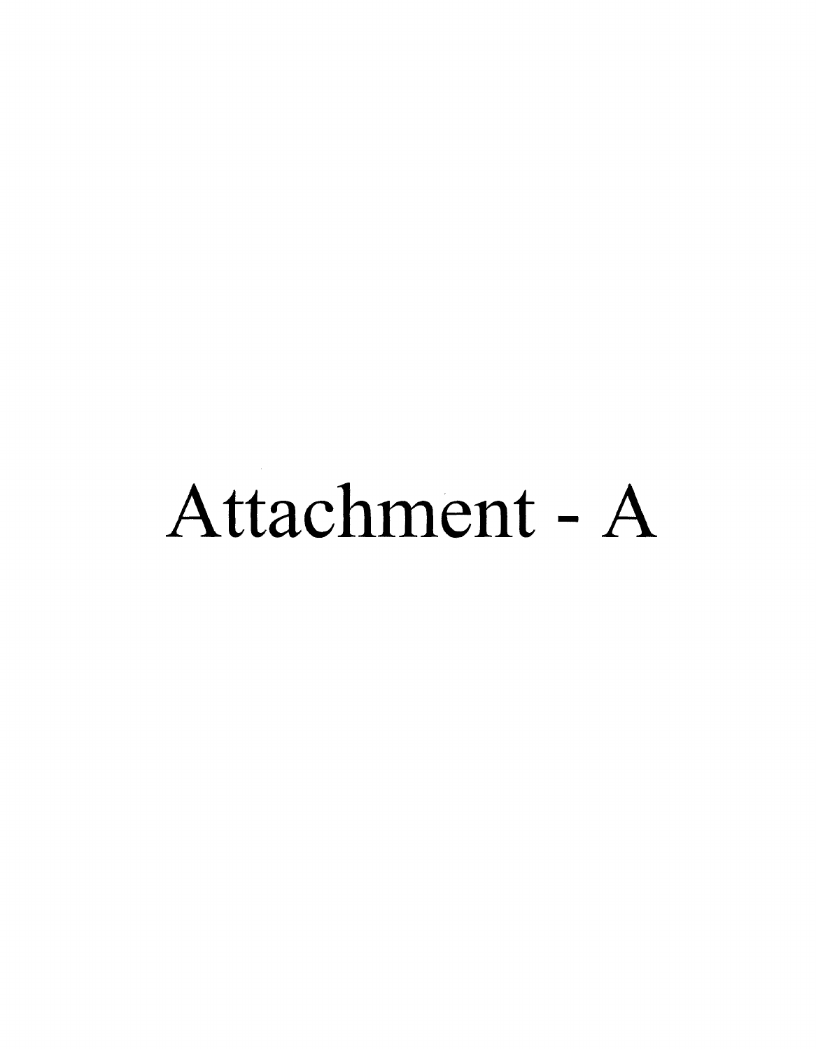# Attachment - A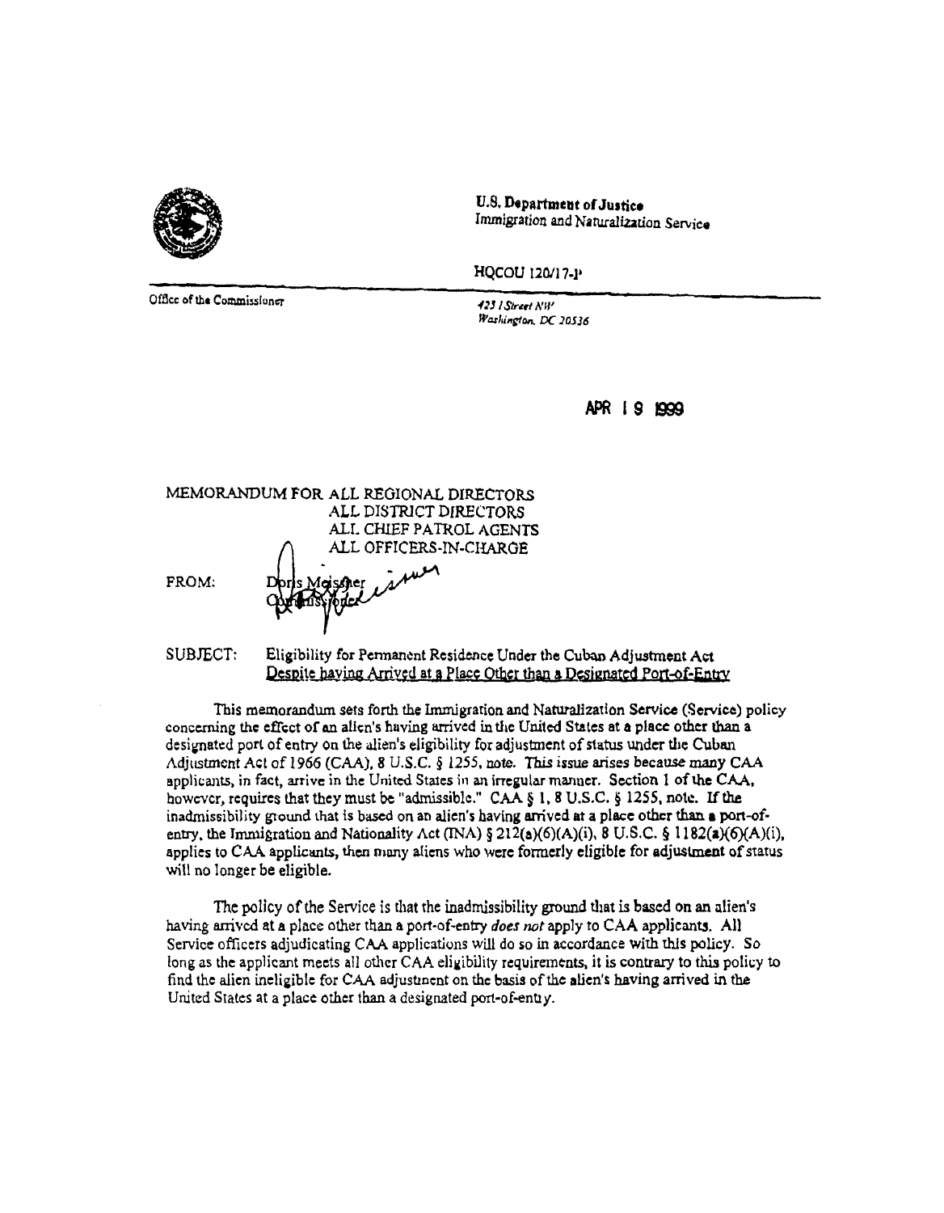**U.S. Department of Justice**
Immigration and Naturalization Service

HQCOU 120/17-P

Office of the Commissioner

*425 I Street NW*
*Washington, DC 20536*

APR 19 1999

MEMORANDUM FOR ALL REGIONAL DIRECTORS
ALL DISTRICT DIRECTORS
ALL CHIEF PATROL AGENTS
ALL OFFICERS-IN-CHARGE

FROM: Doris Meissner
Commissioner

SUBJECT: Eligibility for Permanent Residence Under the Cuban Adjustment Act
Despite having Arrived at a Place Other than a Designated Port-of-Entry

This memorandum sets forth the Immigration and Naturalization Service (Service) policy concerning the effect of an alien's having arrived in the United States at a place other than a designated port of entry on the alien's eligibility for adjustment of status under the Cuban Adjustment Act of 1966 (CAA), 8 U.S.C. § 1255, note. This issue arises because many CAA applicants, in fact, arrive in the United States in an irregular manner. Section 1 of the CAA, however, requires that they must be "admissible." CAA § 1, 8 U.S.C. § 1255, note. If the inadmissibility ground that is based on an alien's having arrived at a place other than a port-of-entry, the Immigration and Nationality Act (INA) § 212(a)(6)(A)(i), 8 U.S.C. § 1182(a)(6)(A)(i), applies to CAA applicants, then many aliens who were formerly eligible for adjustment of status will no longer be eligible.

The policy of the Service is that the inadmissibility ground that is based on an alien's having arrived at a place other than a port-of-entry *does not* apply to CAA applicants. All Service officers adjudicating CAA applications will do so in accordance with this policy. So long as the applicant meets all other CAA eligibility requirements, it is contrary to this policy to find the alien ineligible for CAA adjustment on the basis of the alien's having arrived in the United States at a place other than a designated port-of-entry.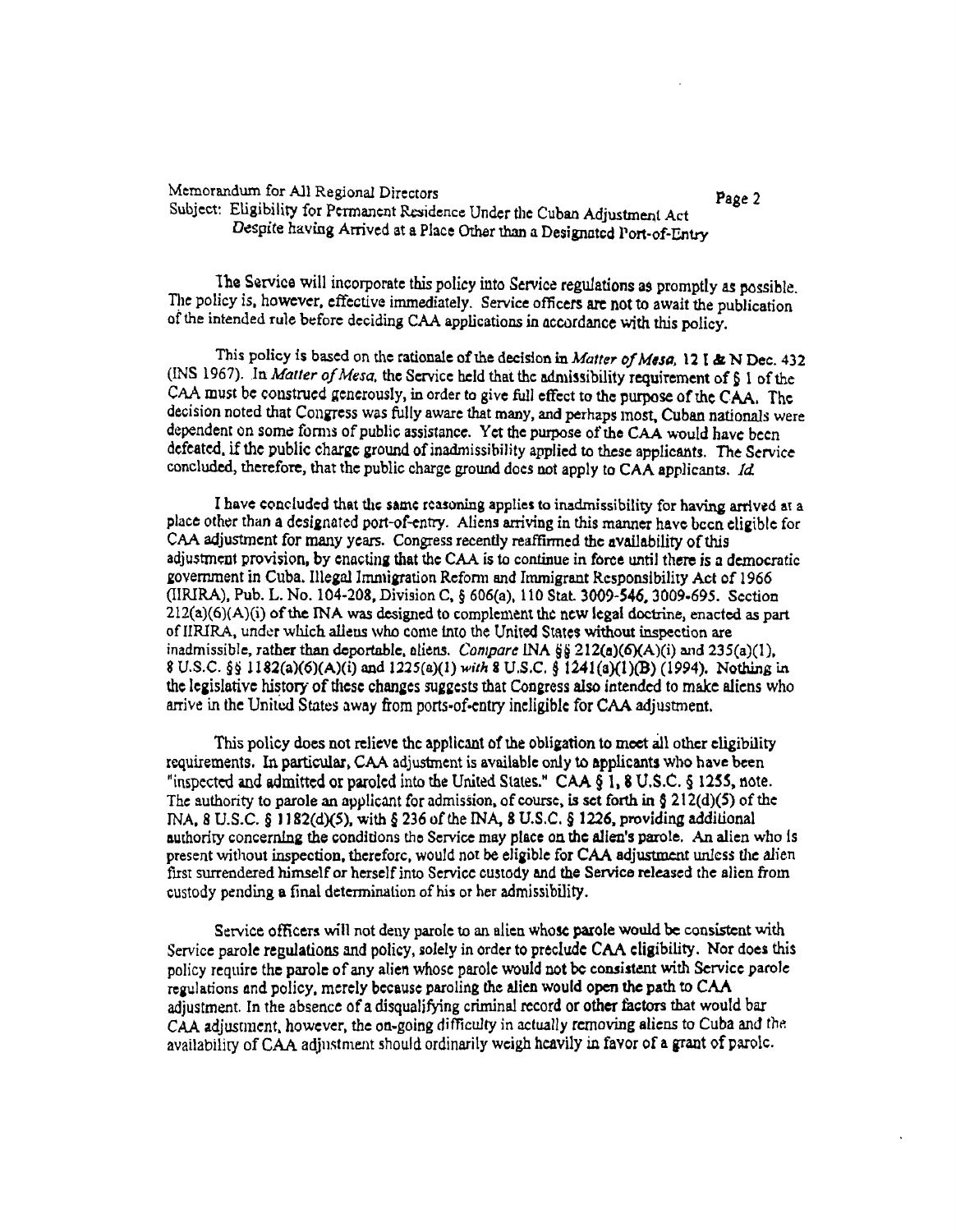The Service will incorporate this policy into Service regulations as promptly as possible. The policy is, however, effective immediately. Service officers are not to await the publication of the intended rule before deciding CAA applications in accordance with this policy.

This policy is based on the rationale of the decision in *Matter of Mesa*, 12 I & N Dec. 432 (INS 1967). In *Matter of Mesa*, the Service held that the admissibility requirement of § 1 of the CAA must be construed generously, in order to give full effect to the purpose of the CAA. The decision noted that Congress was fully aware that many, and perhaps most, Cuban nationals were dependent on some forms of public assistance. Yet the purpose of the CAA would have been defeated, if the public charge ground of inadmissibility applied to these applicants. The Service concluded, therefore, that the public charge ground does not apply to CAA applicants. *Id.*

I have concluded that the same reasoning applies to inadmissibility for having arrived at a place other than a designated port-of-entry. Aliens arriving in this manner have been eligible for CAA adjustment for many years. Congress recently reaffirmed the availability of this adjustment provision, by enacting that the CAA is to continue in force until there is a democratic government in Cuba. Illegal Immigration Reform and Immigrant Responsibility Act of 1966 (IIRIRA), Pub. L. No. 104-208, Division C, § 606(a), 110 Stat. 3009-546, 3009-695. Section 212(a)(6)(A)(i) of the INA was designed to complement the new legal doctrine, enacted as part of IIRIRA, under which aliens who come into the United States without inspection are inadmissible, rather than deportable, aliens. *Compare* INA §§ 212(a)(6)(A)(i) and 235(a)(1), 8 U.S.C. §§ 1182(a)(6)(A)(i) and 1225(a)(1) *with* 8 U.S.C. § 1241(a)(1)(B) (1994). Nothing in the legislative history of these changes suggests that Congress also intended to make aliens who arrive in the United States away from ports-of-entry ineligible for CAA adjustment.

This policy does not relieve the applicant of the obligation to meet all other eligibility requirements. In particular, CAA adjustment is available only to applicants who have been "inspected and admitted or paroled into the United States." CAA § 1, 8 U.S.C. § 1255, note. The authority to parole an applicant for admission, of course, is set forth in § 212(d)(5) of the INA, 8 U.S.C. § 1182(d)(5), with § 236 of the INA, 8 U.S.C. § 1226, providing additional authority concerning the conditions the Service may place on the alien's parole. An alien who is present without inspection, therefore, would not be eligible for CAA adjustment unless the alien first surrendered himself or herself into Service custody and the Service released the alien from custody pending a final determination of his or her admissibility.

Service officers will not deny parole to an alien whose parole would be consistent with Service parole regulations and policy, solely in order to preclude CAA eligibility. Nor does this policy require the parole of any alien whose parole would not be consistent with Service parole regulations and policy, merely because paroling the alien would open the path to CAA adjustment. In the absence of a disqualifying criminal record or other factors that would bar CAA adjustment, however, the on-going difficulty in actually removing aliens to Cuba and the availability of CAA adjustment should ordinarily weigh heavily in favor of a grant of parole.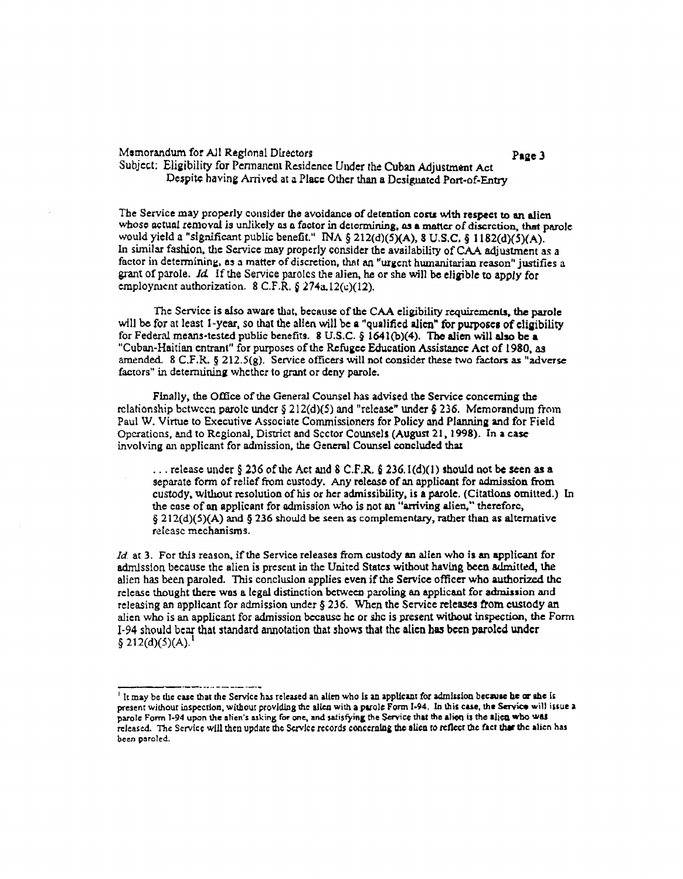The Service may properly consider the avoidance of detention costs with respect to an alien whose actual removal is unlikely as a factor in determining, as a matter of discretion, that parole would yield a "significant public benefit." INA § 212(d)(5)(A), 8 U.S.C. § 1182(d)(5)(A). In similar fashion, the Service may properly consider the availability of CAA adjustment as a factor in determining, as a matter of discretion, that an "urgent humanitarian reason" justifies a grant of parole. *Id.* If the Service paroles the alien, he or she will be eligible to apply for employment authorization. 8 C.F.R. § 274a.12(c)(12).

The Service is also aware that, because of the CAA eligibility requirements, the parole will be for at least 1-year, so that the alien will be a "qualified alien" for purposes of eligibility for Federal means-tested public benefits. 8 U.S.C. § 1641(b)(4). The alien will also be a "Cuban-Haitian entrant" for purposes of the Refugee Education Assistance Act of 1980, as amended. 8 C.F.R. § 212.5(g). Service officers will not consider these two factors as "adverse factors" in determining whether to grant or deny parole.

Finally, the Office of the General Counsel has advised the Service concerning the relationship between parole under § 212(d)(5) and "release" under § 236. Memorandum from Paul W. Virtue to Executive Associate Commissioners for Policy and Planning and for Field Operations, and to Regional, District and Sector Counsels (August 21, 1998). In a case involving an applicant for admission, the General Counsel concluded that

> . . . release under § 236 of the Act and 8 C.F.R. § 236.1(d)(1) should not be seen as a separate form of relief from custody. Any release of an applicant for admission from custody, without resolution of his or her admissibility, is a parole. (Citations omitted.) In the case of an applicant for admission who is not an "arriving alien," therefore, § 212(d)(5)(A) and § 236 should be seen as complementary, rather than as alternative release mechanisms.

*Id.* at 3. For this reason, if the Service releases from custody an alien who is an applicant for admission because the alien is present in the United States without having been admitted, the alien has been paroled. This conclusion applies even if the Service officer who authorized the release thought there was a legal distinction between paroling an applicant for admission and releasing an applicant for admission under § 236. When the Service releases from custody an alien who is an applicant for admission because he or she is present without inspection, the Form I-94 should bear that standard annotation that shows that the alien has been paroled under § 212(d)(5)(A).[1]

[1] It may be the case that the Service has released an alien who is an applicant for admission because he or she is present without inspection, without providing the alien with a parole Form I-94. In this case, the Service will issue a parole Form I-94 upon the alien's asking for one, and satisfying the Service that the alien is the alien who was released. The Service will then update the Service records concerning the alien to reflect the fact that the alien has been paroled.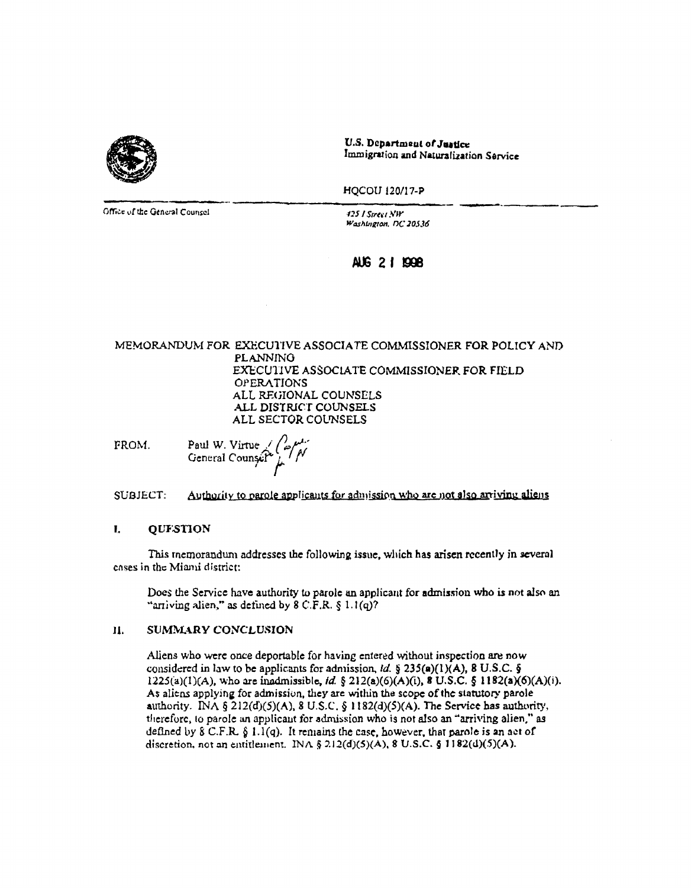U.S. Department of Justice
Immigration and Naturalization Service

HQCOU 120/17-P

Office of the General Counsel

425 I Street NW
Washington, DC 20536

AUG 21 1998

MEMORANDUM FOR EXECUTIVE ASSOCIATE COMMISSIONER FOR POLICY AND PLANNING
EXECUTIVE ASSOCIATE COMMISSIONER FOR FIELD OPERATIONS
ALL REGIONAL COUNSELS
ALL DISTRICT COUNSELS
ALL SECTOR COUNSELS

FROM: Paul W. Virtue
General Counsel

SUBJECT: Authority to parole applicants for admission who are not also arriving aliens

## I. QUESTION

This memorandum addresses the following issue, which has arisen recently in several cases in the Miami district:

> Does the Service have authority to parole an applicant for admission who is not also an "arriving alien," as defined by 8 C.F.R. § 1.1(q)?

## II. SUMMARY CONCLUSION

> Aliens who were once deportable for having entered without inspection are now considered in law to be applicants for admission, *id.* § 235(a)(1)(A), 8 U.S.C. § 1225(a)(1)(A), who are inadmissible, *id.* § 212(a)(6)(A)(i), 8 U.S.C. § 1182(a)(6)(A)(i). As aliens applying for admission, they are within the scope of the statutory parole authority. INA § 212(d)(5)(A), 8 U.S.C. § 1182(d)(5)(A). The Service has authority, therefore, to parole an applicant for admission who is not also an "arriving alien," as defined by 8 C.F.R. § 1.1(q). It remains the case, however, that parole is an act of discretion, not an entitlement. INA § 212(d)(5)(A), 8 U.S.C. § 1182(d)(5)(A).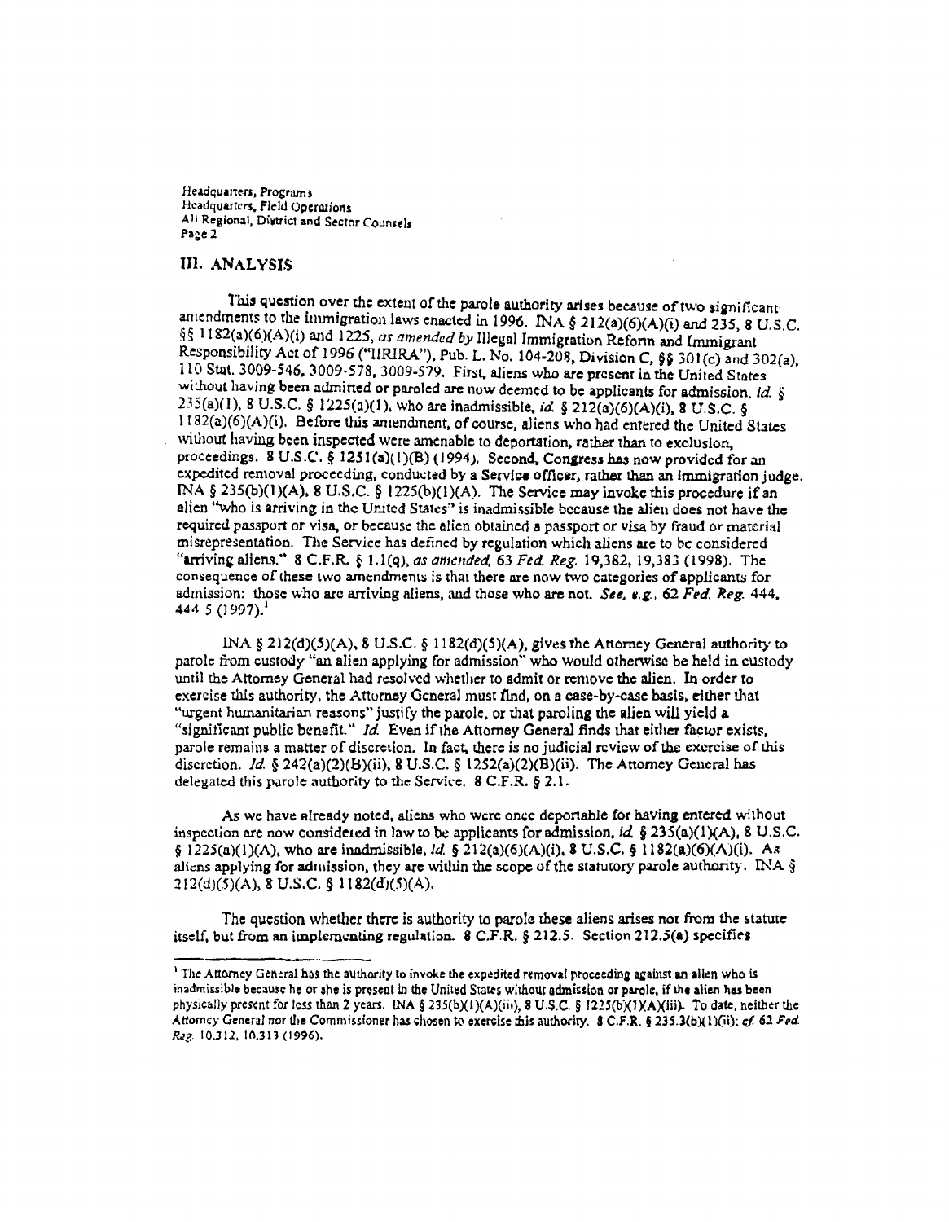## III. ANALYSIS

This question over the extent of the parole authority arises because of two significant amendments to the immigration laws enacted in 1996. INA § 212(a)(6)(A)(i) and 235, 8 U.S.C. §§ 1182(a)(6)(A)(i) and 1225, *as amended by* Illegal Immigration Reform and Immigrant Responsibility Act of 1996 ("IIRIRA"), Pub. L. No. 104-208, Division C, §§ 301(c) and 302(a), 110 Stat. 3009-546, 3009-578, 3009-579. First, aliens who are present in the United States without having been admitted or paroled are now deemed to be applicants for admission. *Id.* § 235(a)(1), 8 U.S.C. § 1225(a)(1), who are inadmissible, *id.* § 212(a)(6)(A)(i), 8 U.S.C. § 1182(a)(6)(A)(i). Before this amendment, of course, aliens who had entered the United States without having been inspected were amenable to deportation, rather than to exclusion, proceedings. 8 U.S.C. § 1251(a)(1)(B) (1994). Second, Congress has now provided for an expedited removal proceeding, conducted by a Service officer, rather than an immigration judge. INA § 235(b)(1)(A), 8 U.S.C. § 1225(b)(1)(A). The Service may invoke this procedure if an alien "who is arriving in the United States" is inadmissible because the alien does not have the required passport or visa, or because the alien obtained a passport or visa by fraud or material misrepresentation. The Service has defined by regulation which aliens are to be considered "arriving aliens." 8 C.F.R. § 1.1(q), *as amended*, 63 *Fed. Reg.* 19,382, 19,383 (1998). The consequence of these two amendments is that there are now two categories of applicants for admission: those who are arriving aliens, and those who are not. *See, e.g.*, 62 *Fed. Reg.* 444, 444-5 (1997).[1]

INA § 212(d)(5)(A), 8 U.S.C. § 1182(d)(5)(A), gives the Attorney General authority to parole from custody "an alien applying for admission" who would otherwise be held in custody until the Attorney General had resolved whether to admit or remove the alien. In order to exercise this authority, the Attorney General must find, on a case-by-case basis, either that "urgent humanitarian reasons" justify the parole, or that paroling the alien will yield a "significant public benefit." *Id.* Even if the Attorney General finds that either factor exists, parole remains a matter of discretion. In fact, there is no judicial review of the exercise of this discretion. *Id.* § 242(a)(2)(B)(ii), 8 U.S.C. § 1252(a)(2)(B)(ii). The Attorney General has delegated this parole authority to the Service. 8 C.F.R. § 2.1.

As we have already noted, aliens who were once deportable for having entered without inspection are now considered in law to be applicants for admission, *id.* § 235(a)(1)(A), 8 U.S.C. § 1225(a)(1)(A), who are inadmissible, *id.* § 212(a)(6)(A)(i), 8 U.S.C. § 1182(a)(6)(A)(i). As aliens applying for admission, they are within the scope of the statutory parole authority. INA § 212(d)(5)(A), 8 U.S.C. § 1182(d)(5)(A).

The question whether there is authority to parole these aliens arises not from the statute itself, but from an implementing regulation. 8 C.F.R. § 212.5. Section 212.5(a) specifies

---

[1] The Attorney General has the authority to invoke the expedited removal proceeding against an alien who is inadmissible because he or she is present in the United States without admission or parole, if the alien has been physically present for less than 2 years. INA § 235(b)(1)(A)(iii), 8 U.S.C. § 1225(b)(1)(A)(iii). To date, neither the Attorney General nor the Commissioner has chosen to exercise this authority. 8 C.F.R. § 235.3(b)(1)(ii); *cf.* 62 *Fed. Reg.* 10,312, 10,313 (1996).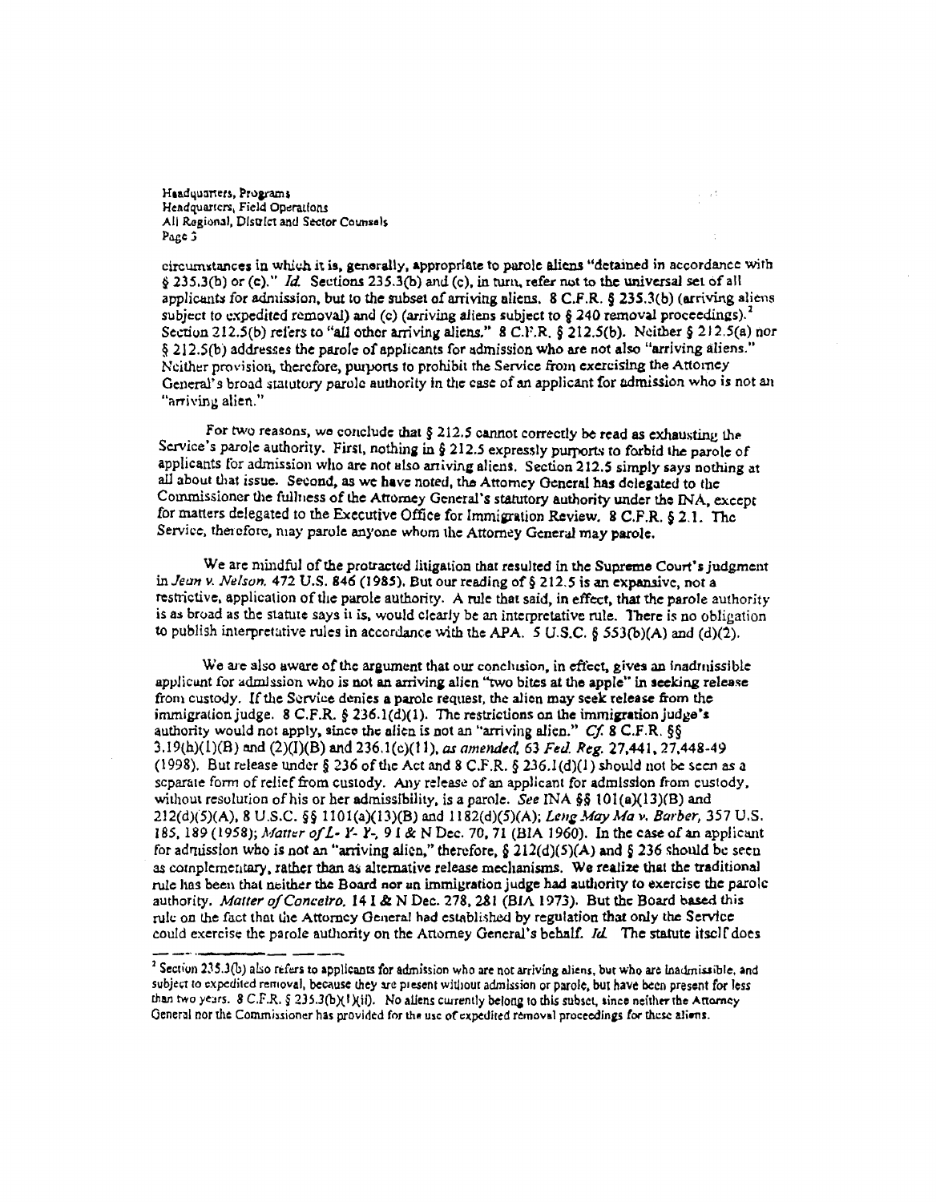circumstances in which it is, generally, appropriate to parole aliens "detained in accordance with § 235.3(b) or (c)." *Id.* Sections 235.3(b) and (c), in turn, refer not to the universal set of all applicants for admission, but to the subset of arriving aliens. 8 C.F.R. § 235.3(b) (arriving aliens subject to expedited removal) and (c) (arriving aliens subject to § 240 removal proceedings).[2] Section 212.5(b) refers to "all other arriving aliens." 8 C.F.R. § 212.5(b). Neither § 212.5(a) nor § 212.5(b) addresses the parole of applicants for admission who are not also "arriving aliens." Neither provision, therefore, purports to prohibit the Service from exercising the Attorney General's broad statutory parole authority in the case of an applicant for admission who is not an "arriving alien."

For two reasons, we conclude that § 212.5 cannot correctly be read as exhausting the Service's parole authority. First, nothing in § 212.5 expressly purports to forbid the parole of applicants for admission who are not also arriving aliens. Section 212.5 simply says nothing at all about that issue. Second, as we have noted, the Attorney General has delegated to the Commissioner the fullness of the Attorney General's statutory authority under the INA, except for matters delegated to the Executive Office for Immigration Review. 8 C.F.R. § 2.1. The Service, therefore, may parole anyone whom the Attorney General may parole.

We are mindful of the protracted litigation that resulted in the Supreme Court's judgment in *Jean v. Nelson*, 472 U.S. 846 (1985). But our reading of § 212.5 is an expansive, not a restrictive, application of the parole authority. A rule that said, in effect, that the parole authority is as broad as the statute says it is, would clearly be an interpretative rule. There is no obligation to publish interpretative rules in accordance with the APA. 5 U.S.C. § 553(b)(A) and (d)(2).

We are also aware of the argument that our conclusion, in effect, gives an inadmissible applicant for admission who is not an arriving alien "two bites at the apple" in seeking release from custody. If the Service denies a parole request, the alien may seek release from the immigration judge. 8 C.F.R. § 236.1(d)(1). The restrictions on the immigration judge's authority would not apply, since the alien is not an "arriving alien." *Cf.* 8 C.F.R. §§ 3.19(h)(1)(B) and (2)(I)(B) and 236.1(c)(11), *as amended*, 63 *Fed. Reg.* 27,441, 27,448-49 (1998). But release under § 236 of the Act and 8 C.F.R. § 236.1(d)(1) should not be seen as a separate form of relief from custody. Any release of an applicant for admission from custody, without resolution of his or her admissibility, is a parole. *See* INA §§ 101(a)(13)(B) and 212(d)(5)(A), 8 U.S.C. §§ 1101(a)(13)(B) and 1182(d)(5)(A); *Leng May Ma v. Barber*, 357 U.S. 185, 189 (1958); *Matter of L- Y- Y-*, 9 I & N Dec. 70, 71 (BIA 1960). In the case of an applicant for admission who is not an "arriving alien," therefore, § 212(d)(5)(A) and § 236 should be seen as complementary, rather than as alternative release mechanisms. We realize that the traditional rule has been that neither the Board nor an immigration judge had authority to exercise the parole authority. *Matter of Conceiro*, 14 I & N Dec. 278, 281 (BIA 1973). But the Board based this rule on the fact that the Attorney General had established by regulation that only the Service could exercise the parole authority on the Attorney General's behalf. *Id.* The statute itself does

---

[2] Section 235.3(b) also refers to applicants for admission who are not arriving aliens, but who are inadmissible, and subject to expedited removal, because they are present without admission or parole, but have been present for less than two years. 8 C.F.R. § 235.3(b)(1)(ii). No aliens currently belong to this subset, since neither the Attorney General nor the Commissioner has provided for the use of expedited removal proceedings for these aliens.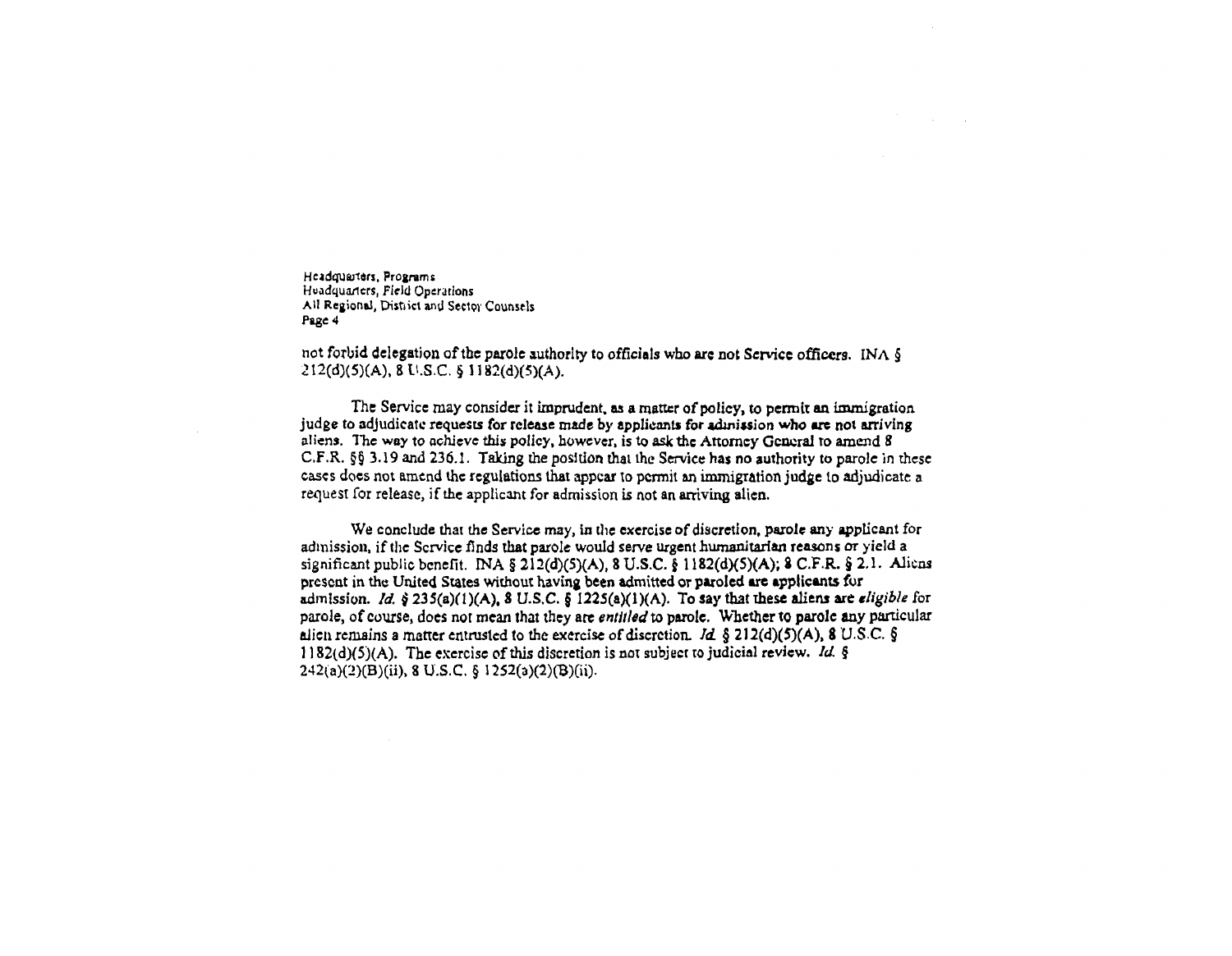not forbid delegation of the parole authority to officials who are not Service officers. INA § 212(d)(5)(A), 8 U.S.C. § 1182(d)(5)(A).

The Service may consider it imprudent, as a matter of policy, to permit an immigration judge to adjudicate requests for release made by applicants for admission who are not arriving aliens. The way to achieve this policy, however, is to ask the Attorney General to amend 8 C.F.R. §§ 3.19 and 236.1. Taking the position that the Service has no authority to parole in these cases does not amend the regulations that appear to permit an immigration judge to adjudicate a request for release, if the applicant for admission is not an arriving alien.

We conclude that the Service may, in the exercise of discretion, parole any applicant for admission, if the Service finds that parole would serve urgent humanitarian reasons or yield a significant public benefit. INA § 212(d)(5)(A), 8 U.S.C. § 1182(d)(5)(A); 8 C.F.R. § 2.1. Aliens present in the United States without having been admitted or paroled are applicants for admission. *Id.* § 235(a)(1)(A), 8 U.S.C. § 1225(a)(1)(A). To say that these aliens are *eligible* for parole, of course, does not mean that they are *entitled* to parole. Whether to parole any particular alien remains a matter entrusted to the exercise of discretion. *Id.* § 212(d)(5)(A), 8 U.S.C. § 1182(d)(5)(A). The exercise of this discretion is not subject to judicial review. *Id.* § 242(a)(2)(B)(ii), 8 U.S.C. § 1252(a)(2)(B)(ii).